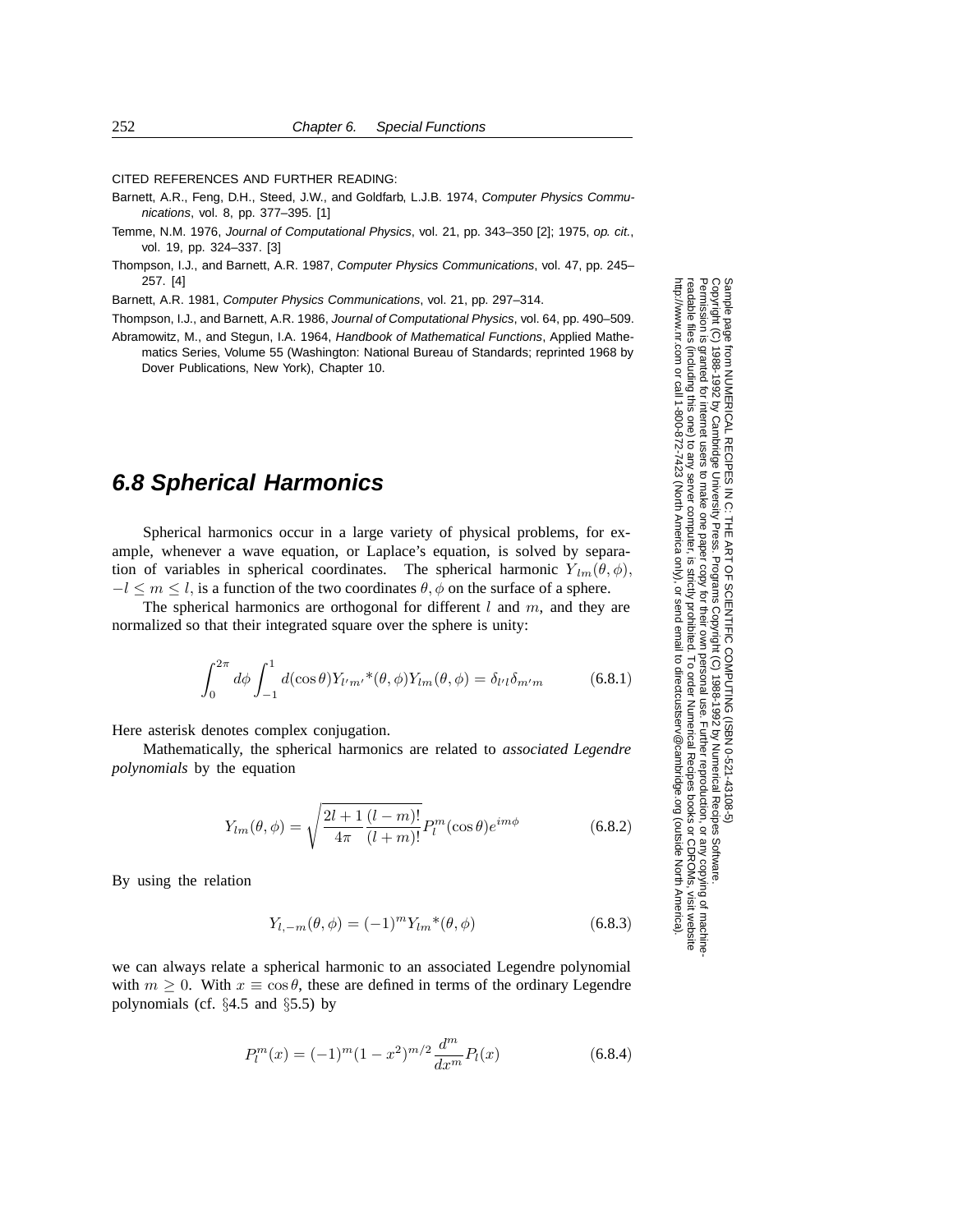CITED REFERENCES AND FURTHER READING:

Barnett, A.R., Feng, D.H., Steed, J.W., and Goldfarb, L.J.B. 1974, *Computer Physics Communications*, vol. 8, pp. 377–395. [1]

Temme, N.M. 1976, *Journal of Computational Physics*, vol. 21, pp. 343–350 [2]; 1975, *op. cit.*, vol. 19, pp. 324–337. [3]

Thompson, I.J., and Barnett, A.R. 1987, *Computer Physics Communications*, vol. 47, pp. 245–257. [4]

Barnett, A.R. 1981, *Computer Physics Communications*, vol. 21, pp. 297–314.

Thompson, I.J., and Barnett, A.R. 1986, *Journal of Computational Physics*, vol. 64, pp. 490–509.

Abramowitz, M., and Stegun, I.A. 1964, *Handbook of Mathematical Functions*, Applied Mathematics Series, Volume 55 (Washington: National Bureau of Standards; reprinted 1968 by Dover Publications, New York), Chapter 10.

## 6.8 Spherical Harmonics

Spherical harmonics occur in a large variety of physical problems, for example, whenever a wave equation, or Laplace's equation, is solved by separation of variables in spherical coordinates. The spherical harmonic $Y_{lm}(\theta, \phi)$, $-l \leq m \leq l$, is a function of the two coordinates $\theta, \phi$ on the surface of a sphere.

The spherical harmonics are orthogonal for different $l$ and $m$, and they are normalized so that their integrated square over the sphere is unity:

$$\int_0^{2\pi} d\phi \int_{-1}^{1} d(\cos\theta) Y_{l'm'}{}^*(\theta, \phi) Y_{lm}(\theta, \phi) = \delta_{l'l}\delta_{m'm} \tag{6.8.1}$$

Here asterisk denotes complex conjugation.

Mathematically, the spherical harmonics are related to *associated Legendre polynomials* by the equation

$$Y_{lm}(\theta, \phi) = \sqrt{\frac{2l+1}{4\pi}\frac{(l-m)!}{(l+m)!}} P_l^m(\cos\theta) e^{im\phi} \tag{6.8.2}$$

By using the relation

$$Y_{l,-m}(\theta, \phi) = (-1)^m Y_{lm}{}^*(\theta, \phi) \tag{6.8.3}$$

we can always relate a spherical harmonic to an associated Legendre polynomial with $m \geq 0$. With $x \equiv \cos\theta$, these are defined in terms of the ordinary Legendre polynomials (cf. §4.5 and §5.5) by

$$P_l^m(x) = (-1)^m (1 - x^2)^{m/2} \frac{d^m}{dx^m} P_l(x) \tag{6.8.4}$$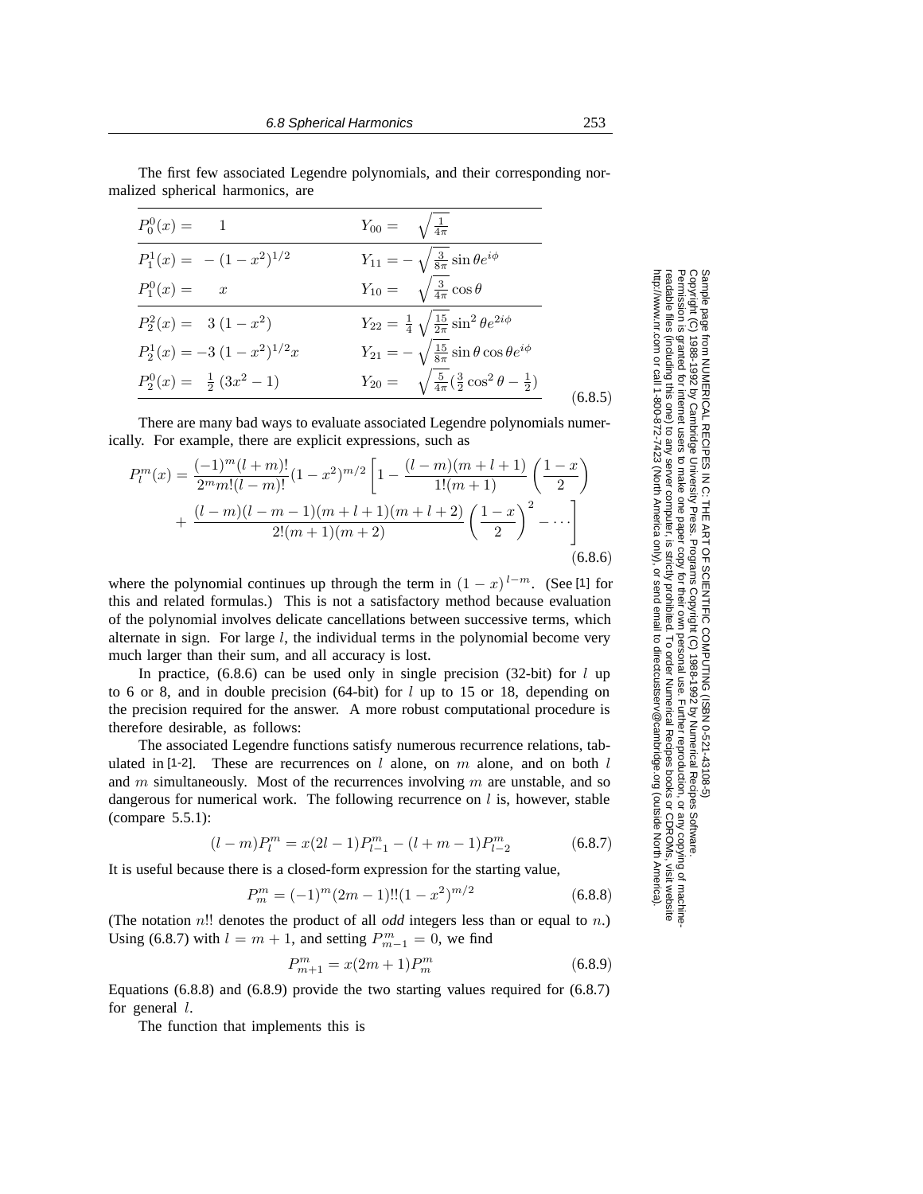The first few associated Legendre polynomials, and their corresponding normalized spherical harmonics, are

$$
\begin{array}{ll}
P_0^0(x) = \quad 1 & Y_{00} = \quad \sqrt{\frac{1}{4\pi}} \\
\hline
P_1^1(x) = \; -(1-x^2)^{1/2} & Y_{11} = -\sqrt{\frac{3}{8\pi}} \sin\theta e^{i\phi} \\
P_1^0(x) = \quad x & Y_{10} = \quad \sqrt{\frac{3}{4\pi}} \cos\theta \\
\hline
P_2^2(x) = \quad 3\,(1-x^2) & Y_{22} = \frac{1}{4}\sqrt{\frac{15}{2\pi}} \sin^2\theta e^{2i\phi} \\
P_2^1(x) = -3\,(1-x^2)^{1/2}x & Y_{21} = -\sqrt{\frac{15}{8\pi}} \sin\theta\cos\theta e^{i\phi} \\
P_2^0(x) = \quad \frac{1}{2}\,(3x^2-1) & Y_{20} = \quad \sqrt{\frac{5}{4\pi}} (\frac{3}{2}\cos^2\theta - \frac{1}{2})
\end{array}
\tag{6.8.5}
$$

There are many bad ways to evaluate associated Legendre polynomials numerically. For example, there are explicit expressions, such as

$$
P_l^m(x) = \frac{(-1)^m(l+m)!}{2^m m!(l-m)!}(1-x^2)^{m/2}\left[1 - \frac{(l-m)(m+l+1)}{1!(m+1)}\left(\frac{1-x}{2}\right) + \frac{(l-m)(l-m-1)(m+l+1)(m+l+2)}{2!(m+1)(m+2)}\left(\frac{1-x}{2}\right)^2 - \cdots\right]
\tag{6.8.6}
$$

where the polynomial continues up through the term in $(1-x)^{l-m}$. (See [1] for this and related formulas.) This is not a satisfactory method because evaluation of the polynomial involves delicate cancellations between successive terms, which alternate in sign. For large $l$, the individual terms in the polynomial become very much larger than their sum, and all accuracy is lost.

In practice, (6.8.6) can be used only in single precision (32-bit) for $l$ up to 6 or 8, and in double precision (64-bit) for $l$ up to 15 or 18, depending on the precision required for the answer. A more robust computational procedure is therefore desirable, as follows:

The associated Legendre functions satisfy numerous recurrence relations, tabulated in [1-2]. These are recurrences on $l$ alone, on $m$ alone, and on both $l$ and $m$ simultaneously. Most of the recurrences involving $m$ are unstable, and so dangerous for numerical work. The following recurrence on $l$ is, however, stable (compare 5.5.1):

$$
(l-m)P_l^m = x(2l-1)P_{l-1}^m - (l+m-1)P_{l-2}^m
\tag{6.8.7}
$$

It is useful because there is a closed-form expression for the starting value,

$$
P_m^m = (-1)^m(2m-1)!!(1-x^2)^{m/2}
\tag{6.8.8}
$$

(The notation $n!!$ denotes the product of all *odd* integers less than or equal to $n$.) Using (6.8.7) with $l = m+1$, and setting $P_{m-1}^m = 0$, we find

$$
P_{m+1}^m = x(2m+1)P_m^m
\tag{6.8.9}
$$

Equations (6.8.8) and (6.8.9) provide the two starting values required for (6.8.7) for general $l$.

The function that implements this is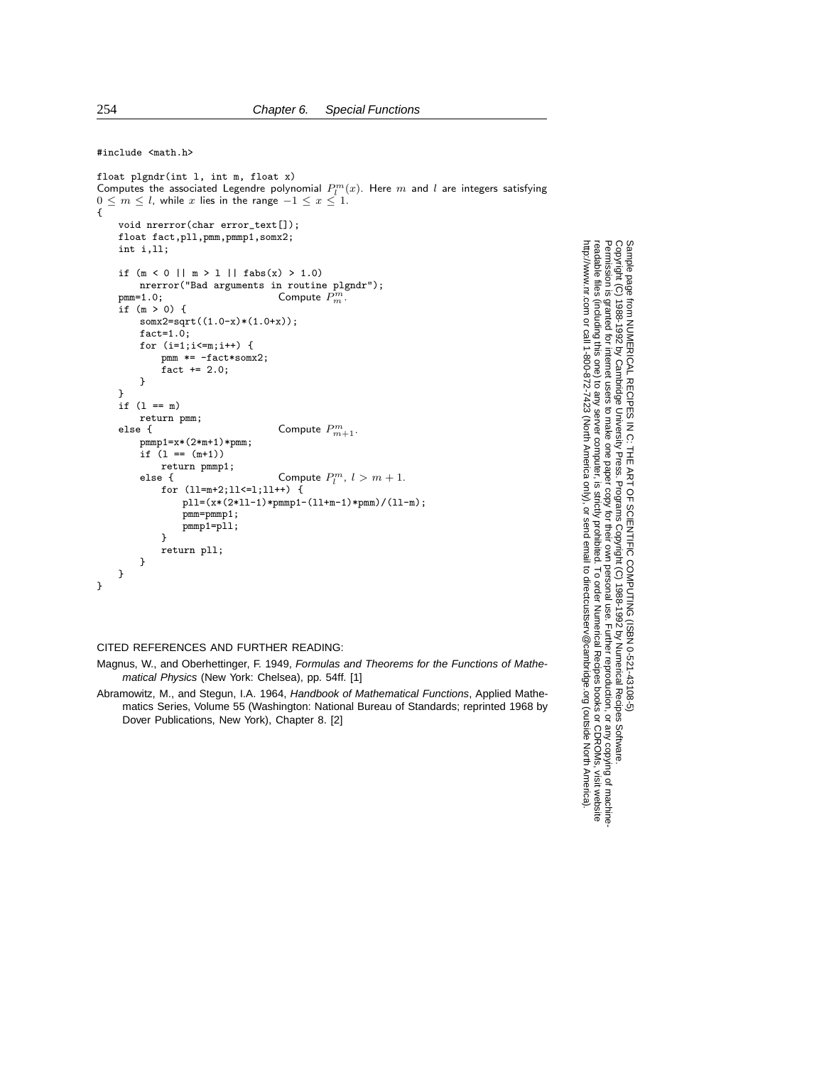```c
#include <math.h>

float plgndr(int l, int m, float x)
```

Computes the associated Legendre polynomial $P_l^m(x)$. Here $m$ and $l$ are integers satisfying $0 \le m \le l$, while $x$ lies in the range $-1 \le x \le 1$.

```c
{
    void nrerror(char error_text[]);
    float fact,pll,pmm,pmmp1,somx2;
    int i,ll;

    if (m < 0 || m > l || fabs(x) > 1.0)
        nrerror("Bad arguments in routine plgndr");
    pmm=1.0;                        Compute P_m^m.
    if (m > 0) {
        somx2=sqrt((1.0-x)*(1.0+x));
        fact=1.0;
        for (i=1;i<=m;i++) {
            pmm *= -fact*somx2;
            fact += 2.0;
        }
    }
    if (l == m)
        return pmm;
    else {                          Compute P_{m+1}^m.
        pmmp1=x*(2*m+1)*pmm;
        if (l == (m+1))
            return pmmp1;
        else {                      Compute P_l^m, l > m + 1.
            for (ll=m+2;ll<=l;ll++) {
                pll=(x*(2*ll-1)*pmmp1-(ll+m-1)*pmm)/(ll-m);
                pmm=pmmp1;
                pmmp1=pll;
            }
            return pll;
        }
    }
}
```

CITED REFERENCES AND FURTHER READING:

Magnus, W., and Oberhettinger, F. 1949, *Formulas and Theorems for the Functions of Mathematical Physics* (New York: Chelsea), pp. 54ff. [1]

Abramowitz, M., and Stegun, I.A. 1964, *Handbook of Mathematical Functions*, Applied Mathematics Series, Volume 55 (Washington: National Bureau of Standards; reprinted 1968 by Dover Publications, New York), Chapter 8. [2]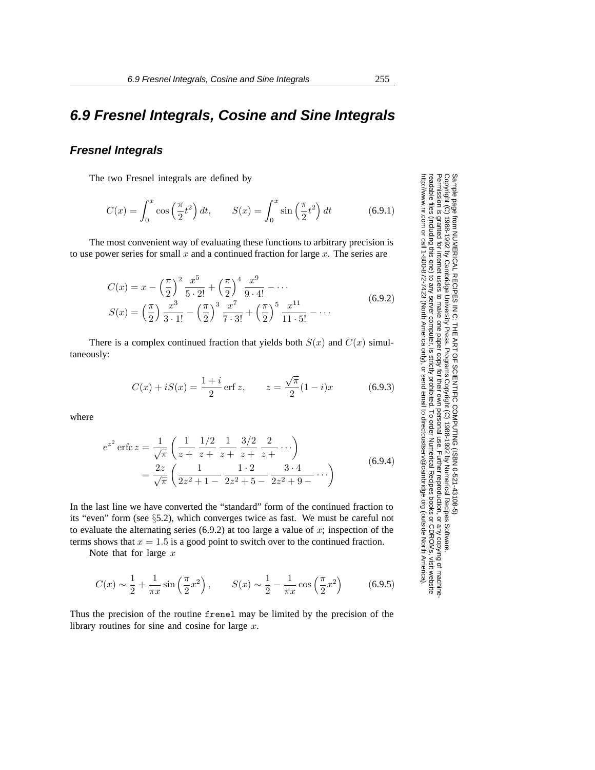# 6.9 Fresnel Integrals, Cosine and Sine Integrals

## Fresnel Integrals

The two Fresnel integrals are defined by

$$C(x) = \int_0^x \cos\left(\frac{\pi}{2}t^2\right) dt, \qquad S(x) = \int_0^x \sin\left(\frac{\pi}{2}t^2\right) dt \tag{6.9.1}$$

The most convenient way of evaluating these functions to arbitrary precision is to use power series for small $x$ and a continued fraction for large $x$. The series are

$$\begin{aligned} C(x) &= x - \left(\frac{\pi}{2}\right)^2 \frac{x^5}{5 \cdot 2!} + \left(\frac{\pi}{2}\right)^4 \frac{x^9}{9 \cdot 4!} - \cdots \\ S(x) &= \left(\frac{\pi}{2}\right) \frac{x^3}{3 \cdot 1!} - \left(\frac{\pi}{2}\right)^3 \frac{x^7}{7 \cdot 3!} + \left(\frac{\pi}{2}\right)^5 \frac{x^{11}}{11 \cdot 5!} - \cdots \end{aligned} \tag{6.9.2}$$

There is a complex continued fraction that yields both $S(x)$ and $C(x)$ simultaneously:

$$C(x) + iS(x) = \frac{1+i}{2} \operatorname{erf} z, \qquad z = \frac{\sqrt{\pi}}{2}(1-i)x \tag{6.9.3}$$

where

$$\begin{aligned} e^{z^2} \operatorname{erfc} z &= \frac{1}{\sqrt{\pi}} \left( \frac{1}{z+} \; \frac{1/2}{z+} \; \frac{1}{z+} \; \frac{3/2}{z+} \; \frac{2}{z+} \cdots \right) \\ &= \frac{2z}{\sqrt{\pi}} \left( \frac{1}{2z^2+1-} \; \frac{1 \cdot 2}{2z^2+5-} \; \frac{3 \cdot 4}{2z^2+9-} \cdots \right) \end{aligned} \tag{6.9.4}$$

In the last line we have converted the "standard" form of the continued fraction to its "even" form (see §5.2), which converges twice as fast. We must be careful not to evaluate the alternating series (6.9.2) at too large a value of $x$; inspection of the terms shows that $x = 1.5$ is a good point to switch over to the continued fraction.

Note that for large $x$

$$C(x) \sim \frac{1}{2} + \frac{1}{\pi x} \sin\left(\frac{\pi}{2}x^2\right), \qquad S(x) \sim \frac{1}{2} - \frac{1}{\pi x} \cos\left(\frac{\pi}{2}x^2\right) \tag{6.9.5}$$

Thus the precision of the routine `frenel` may be limited by the precision of the library routines for sine and cosine for large $x$.